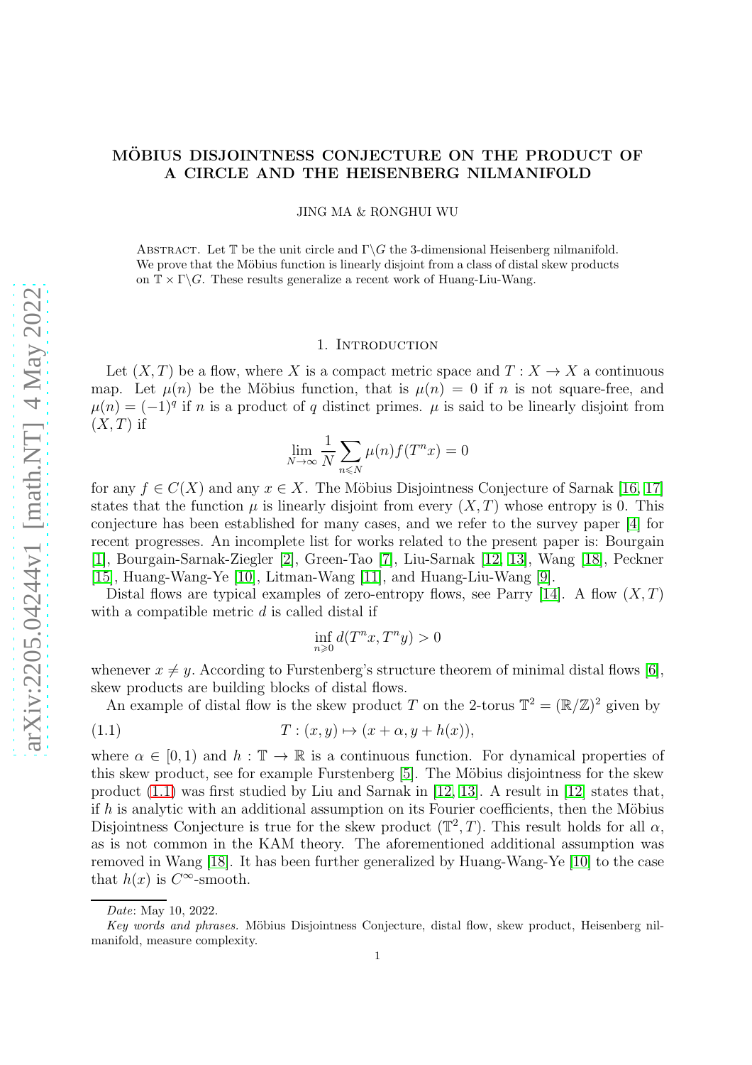# MÖBIUS DISJOINTNESS CONJECTURE ON THE PRODUCT OF A CIRCLE AND THE HEISENBERG NILMANIFOLD

JING MA & RONGHUI WU

ABSTRACT. Let $\mathbb{T}$ be the unit circle and $\Gamma\backslash G$ the 3-dimensional Heisenberg nilmanifold. We prove that the Möbius function is linearly disjoint from a class of distal skew products on $\mathbb{T} \times \Gamma\backslash G$. These results generalize a recent work of Huang-Liu-Wang.

## 1. INTRODUCTION

Let $(X, T)$ be a flow, where $X$ is a compact metric space and $T : X \to X$ a continuous map. Let $\mu(n)$ be the Möbius function, that is $\mu(n) = 0$ if $n$ is not square-free, and $\mu(n) = (-1)^q$ if $n$ is a product of $q$ distinct primes. $\mu$ is said to be linearly disjoint from $(X, T)$ if

$$\lim_{N\to\infty} \frac{1}{N} \sum_{n\leqslant N} \mu(n) f(T^n x) = 0$$

for any $f \in C(X)$ and any $x \in X$. The Möbius Disjointness Conjecture of Sarnak [16, 17] states that the function $\mu$ is linearly disjoint from every $(X, T)$ whose entropy is 0. This conjecture has been established for many cases, and we refer to the survey paper [4] for recent progresses. An incomplete list for works related to the present paper is: Bourgain [1], Bourgain-Sarnak-Ziegler [2], Green-Tao [7], Liu-Sarnak [12, 13], Wang [18], Peckner [15], Huang-Wang-Ye [10], Litman-Wang [11], and Huang-Liu-Wang [9].

Distal flows are typical examples of zero-entropy flows, see Parry [14]. A flow $(X, T)$ with a compatible metric $d$ is called distal if

$$\inf_{n\geqslant 0} d(T^n x, T^n y) > 0$$

whenever $x \neq y$. According to Furstenberg's structure theorem of minimal distal flows [6], skew products are building blocks of distal flows.

An example of distal flow is the skew product $T$ on the 2-torus $\mathbb{T}^2 = (\mathbb{R}/\mathbb{Z})^2$ given by

$$T : (x, y) \mapsto (x + \alpha, y + h(x)), \tag{1.1}$$

where $\alpha \in [0, 1)$ and $h : \mathbb{T} \to \mathbb{R}$ is a continuous function. For dynamical properties of this skew product, see for example Furstenberg [5]. The Möbius disjointness for the skew product (1.1) was first studied by Liu and Sarnak in [12, 13]. A result in [12] states that, if $h$ is analytic with an additional assumption on its Fourier coefficients, then the Möbius Disjointness Conjecture is true for the skew product $(\mathbb{T}^2, T)$. This result holds for all $\alpha$, as is not common in the KAM theory. The aforementioned additional assumption was removed in Wang [18]. It has been further generalized by Huang-Wang-Ye [10] to the case that $h(x)$ is $C^\infty$-smooth.

*Date*: May 10, 2022.

*Key words and phrases.* Möbius Disjointness Conjecture, distal flow, skew product, Heisenberg nilmanifold, measure complexity.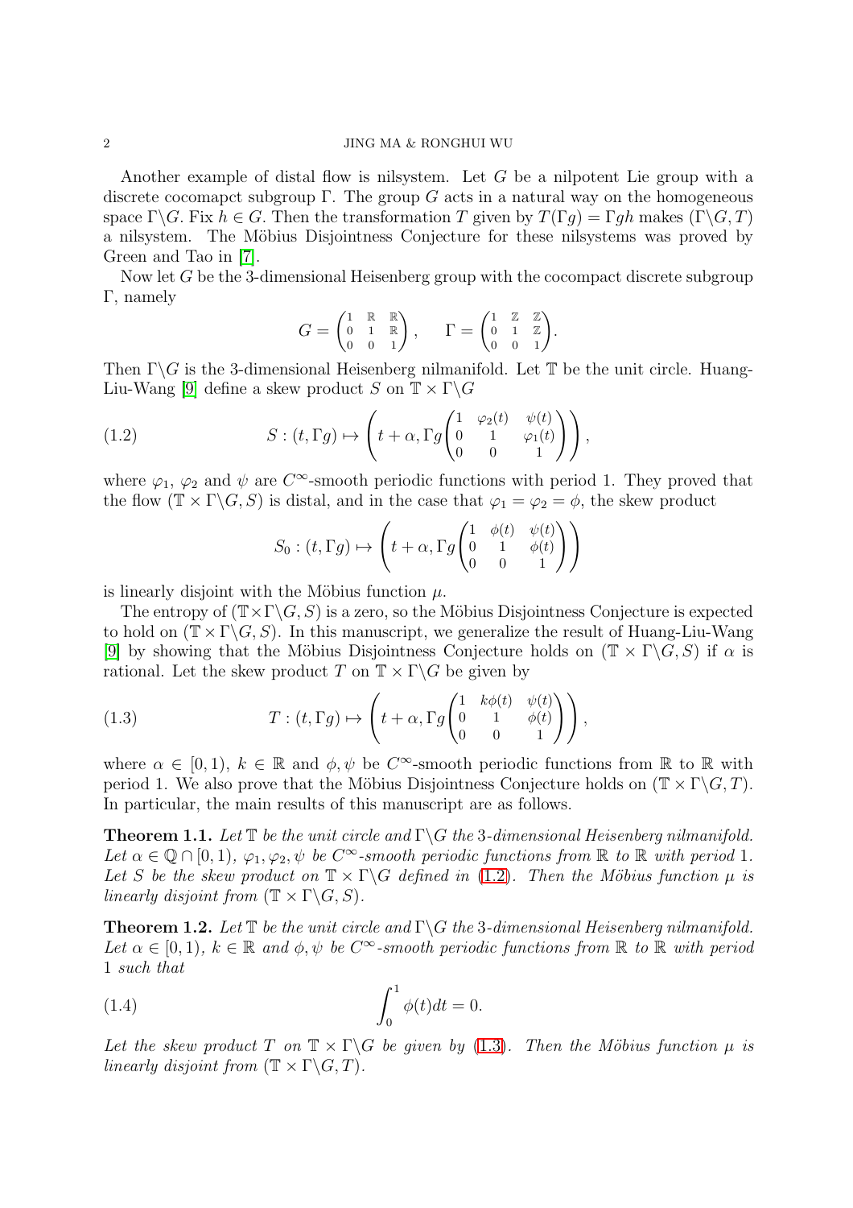Another example of distal flow is nilsystem. Let $G$ be a nilpotent Lie group with a discrete cocomapct subgroup $\Gamma$. The group $G$ acts in a natural way on the homogeneous space $\Gamma\backslash G$. Fix $h \in G$. Then the transformation $T$ given by $T(\Gamma g) = \Gamma gh$ makes $(\Gamma\backslash G, T)$ a nilsystem. The Möbius Disjointness Conjecture for these nilsystems was proved by Green and Tao in [7].

Now let $G$ be the 3-dimensional Heisenberg group with the cocompact discrete subgroup $\Gamma$, namely

$$G = \begin{pmatrix} 1 & \mathbb{R} & \mathbb{R} \\ 0 & 1 & \mathbb{R} \\ 0 & 0 & 1 \end{pmatrix}, \qquad \Gamma = \begin{pmatrix} 1 & \mathbb{Z} & \mathbb{Z} \\ 0 & 1 & \mathbb{Z} \\ 0 & 0 & 1 \end{pmatrix}.$$

Then $\Gamma\backslash G$ is the 3-dimensional Heisenberg nilmanifold. Let $\mathbb{T}$ be the unit circle. Huang-Liu-Wang [9] define a skew product $S$ on $\mathbb{T} \times \Gamma\backslash G$

$$S : (t, \Gamma g) \mapsto \left( t + \alpha, \Gamma g \begin{pmatrix} 1 & \varphi_2(t) & \psi(t) \\ 0 & 1 & \varphi_1(t) \\ 0 & 0 & 1 \end{pmatrix} \right), \tag{1.2}$$

where $\varphi_1$, $\varphi_2$ and $\psi$ are $C^\infty$-smooth periodic functions with period 1. They proved that the flow $(\mathbb{T} \times \Gamma\backslash G, S)$ is distal, and in the case that $\varphi_1 = \varphi_2 = \phi$, the skew product

$$S_0 : (t, \Gamma g) \mapsto \left( t + \alpha, \Gamma g \begin{pmatrix} 1 & \phi(t) & \psi(t) \\ 0 & 1 & \phi(t) \\ 0 & 0 & 1 \end{pmatrix} \right)$$

is linearly disjoint with the Möbius function $\mu$.

The entropy of $(\mathbb{T} \times \Gamma\backslash G, S)$ is a zero, so the Möbius Disjointness Conjecture is expected to hold on $(\mathbb{T} \times \Gamma\backslash G, S)$. In this manuscript, we generalize the result of Huang-Liu-Wang [9] by showing that the Möbius Disjointness Conjecture holds on $(\mathbb{T} \times \Gamma\backslash G, S)$ if $\alpha$ is rational. Let the skew product $T$ on $\mathbb{T} \times \Gamma\backslash G$ be given by

$$T : (t, \Gamma g) \mapsto \left( t + \alpha, \Gamma g \begin{pmatrix} 1 & k\phi(t) & \psi(t) \\ 0 & 1 & \phi(t) \\ 0 & 0 & 1 \end{pmatrix} \right), \tag{1.3}$$

where $\alpha \in [0, 1)$, $k \in \mathbb{R}$ and $\phi, \psi$ be $C^\infty$-smooth periodic functions from $\mathbb{R}$ to $\mathbb{R}$ with period 1. We also prove that the Möbius Disjointness Conjecture holds on $(\mathbb{T} \times \Gamma\backslash G, T)$. In particular, the main results of this manuscript are as follows.

**Theorem 1.1.** *Let $\mathbb{T}$ be the unit circle and $\Gamma\backslash G$ the 3-dimensional Heisenberg nilmanifold. Let $\alpha \in \mathbb{Q} \cap [0, 1)$, $\varphi_1, \varphi_2, \psi$ be $C^\infty$-smooth periodic functions from $\mathbb{R}$ to $\mathbb{R}$ with period 1. Let $S$ be the skew product on $\mathbb{T} \times \Gamma\backslash G$ defined in (1.2). Then the Möbius function $\mu$ is linearly disjoint from $(\mathbb{T} \times \Gamma\backslash G, S)$.*

**Theorem 1.2.** *Let $\mathbb{T}$ be the unit circle and $\Gamma\backslash G$ the 3-dimensional Heisenberg nilmanifold. Let $\alpha \in [0, 1)$, $k \in \mathbb{R}$ and $\phi, \psi$ be $C^\infty$-smooth periodic functions from $\mathbb{R}$ to $\mathbb{R}$ with period 1 such that*

$$\int_0^1 \phi(t)dt = 0. \tag{1.4}$$

*Let the skew product $T$ on $\mathbb{T} \times \Gamma\backslash G$ be given by (1.3). Then the Möbius function $\mu$ is linearly disjoint from $(\mathbb{T} \times \Gamma\backslash G, T)$.*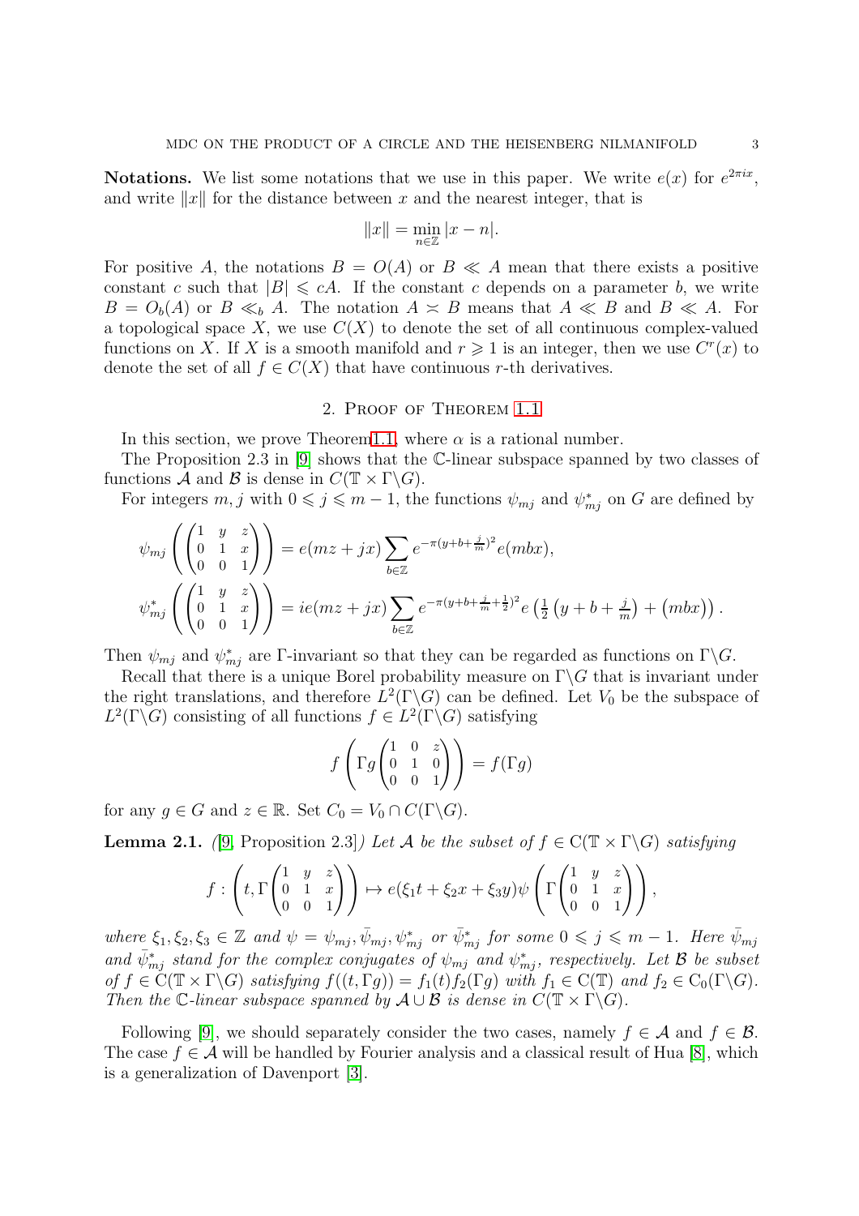**Notations.** We list some notations that we use in this paper. We write $e(x)$ for $e^{2\pi i x}$, and write $\|x\|$ for the distance between $x$ and the nearest integer, that is

$$\|x\| = \min_{n\in\mathbb{Z}} |x-n|.$$

For positive $A$, the notations $B = O(A)$ or $B \ll A$ mean that there exists a positive constant $c$ such that $|B| \leqslant cA$. If the constant $c$ depends on a parameter $b$, we write $B = O_b(A)$ or $B \ll_b A$. The notation $A \asymp B$ means that $A \ll B$ and $B \ll A$. For a topological space $X$, we use $C(X)$ to denote the set of all continuous complex-valued functions on $X$. If $X$ is a smooth manifold and $r \geqslant 1$ is an integer, then we use $C^r(x)$ to denote the set of all $f \in C(X)$ that have continuous $r$-th derivatives.

## 2. Proof of Theorem 1.1

In this section, we prove Theorem1.1, where $\alpha$ is a rational number.

The Proposition 2.3 in [9] shows that the $\mathbb{C}$-linear subspace spanned by two classes of functions $\mathcal{A}$ and $\mathcal{B}$ is dense in $C(\mathbb{T}\times\Gamma\backslash G)$.

For integers $m, j$ with $0 \leqslant j \leqslant m-1$, the functions $\psi_{mj}$ and $\psi^*_{mj}$ on $G$ are defined by

$$\psi_{mj}\left(\begin{pmatrix}1 & y & z\\ 0 & 1 & x\\ 0 & 0 & 1\end{pmatrix}\right) = e(mz+jx)\sum_{b\in\mathbb{Z}} e^{-\pi(y+b+\frac{j}{m})^2} e(mbx),$$

$$\psi^*_{mj}\left(\begin{pmatrix}1 & y & z\\ 0 & 1 & x\\ 0 & 0 & 1\end{pmatrix}\right) = ie(mz+jx)\sum_{b\in\mathbb{Z}} e^{-\pi(y+b+\frac{j}{m}+\frac{1}{2})^2} e\left(\tfrac{1}{2}\left(y+b+\tfrac{j}{m}\right)+\left(mbx\right)\right).$$

Then $\psi_{mj}$ and $\psi^*_{mj}$ are $\Gamma$-invariant so that they can be regarded as functions on $\Gamma\backslash G$.

Recall that there is a unique Borel probability measure on $\Gamma\backslash G$ that is invariant under the right translations, and therefore $L^2(\Gamma\backslash G)$ can be defined. Let $V_0$ be the subspace of $L^2(\Gamma\backslash G)$ consisting of all functions $f \in L^2(\Gamma\backslash G)$ satisfying

$$f\left(\Gamma g\begin{pmatrix}1 & 0 & z\\ 0 & 1 & 0\\ 0 & 0 & 1\end{pmatrix}\right) = f(\Gamma g)$$

for any $g \in G$ and $z \in \mathbb{R}$. Set $C_0 = V_0 \cap C(\Gamma\backslash G)$.

**Lemma 2.1.** *([9, Proposition 2.3]) Let $\mathcal{A}$ be the subset of $f \in \mathrm{C}(\mathbb{T}\times\Gamma\backslash G)$ satisfying*

$$f : \left(t, \Gamma\begin{pmatrix}1 & y & z\\ 0 & 1 & x\\ 0 & 0 & 1\end{pmatrix}\right) \mapsto e(\xi_1 t + \xi_2 x + \xi_3 y)\psi\left(\Gamma\begin{pmatrix}1 & y & z\\ 0 & 1 & x\\ 0 & 0 & 1\end{pmatrix}\right),$$

*where $\xi_1, \xi_2, \xi_3 \in \mathbb{Z}$ and $\psi = \psi_{mj}, \bar{\psi}_{mj}, \psi^*_{mj}$ or $\bar{\psi}^*_{mj}$ for some $0 \leqslant j \leqslant m-1$. Here $\bar{\psi}_{mj}$ and $\bar{\psi}^*_{mj}$ stand for the complex conjugates of $\psi_{mj}$ and $\psi^*_{mj}$, respectively. Let $\mathcal{B}$ be subset of $f \in \mathrm{C}(\mathbb{T}\times\Gamma\backslash G)$ satisfying $f((t,\Gamma g)) = f_1(t)f_2(\Gamma g)$ with $f_1 \in \mathrm{C}(\mathbb{T})$ and $f_2 \in \mathrm{C}_0(\Gamma\backslash G)$. Then the $\mathbb{C}$-linear subspace spanned by $\mathcal{A}\cup\mathcal{B}$ is dense in $C(\mathbb{T}\times\Gamma\backslash G)$.*

Following [9], we should separately consider the two cases, namely $f \in \mathcal{A}$ and $f \in \mathcal{B}$. The case $f \in \mathcal{A}$ will be handled by Fourier analysis and a classical result of Hua [8], which is a generalization of Davenport [3].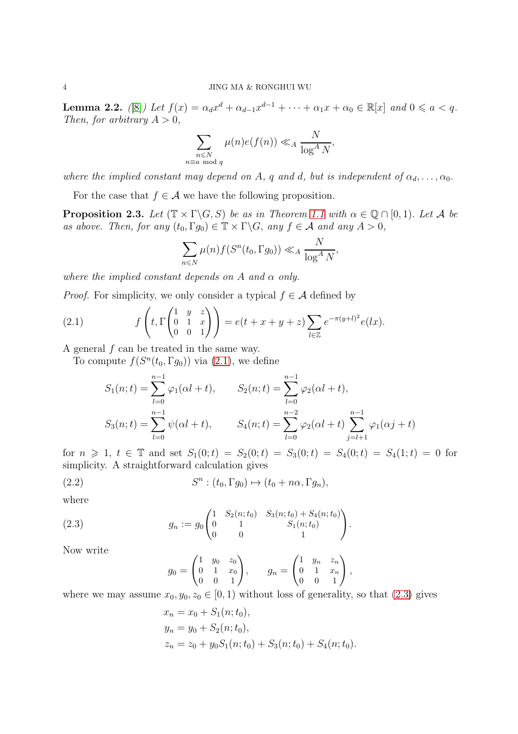**Lemma 2.2.** *([8]) Let $f(x) = \alpha_d x^d + \alpha_{d-1}x^{d-1} + \cdots + \alpha_1 x + \alpha_0 \in \mathbb{R}[x]$ and $0 \leqslant a < q$. Then, for arbitrary $A > 0$,*

$$\sum_{\substack{n\leqslant N\\ n\equiv a \bmod q}} \mu(n)e(f(n)) \ll_A \frac{N}{\log^A N},$$

*where the implied constant may depend on $A$, $q$ and $d$, but is independent of $\alpha_d, \ldots, \alpha_0$.*

For the case that $f \in \mathcal{A}$ we have the following proposition.

**Proposition 2.3.** *Let $(\mathbb{T} \times \Gamma\backslash G, S)$ be as in Theorem 1.1 with $\alpha \in \mathbb{Q} \cap [0, 1)$. Let $\mathcal{A}$ be as above. Then, for any $(t_0, \Gamma g_0) \in \mathbb{T} \times \Gamma\backslash G$, any $f \in \mathcal{A}$ and any $A > 0$,*

$$\sum_{n\leqslant N} \mu(n) f(S^n(t_0, \Gamma g_0)) \ll_A \frac{N}{\log^A N},$$

*where the implied constant depends on $A$ and $\alpha$ only.*

*Proof.* For simplicity, we only consider a typical $f \in \mathcal{A}$ defined by

$$f\left(t, \Gamma\begin{pmatrix}1 & y & z\\ 0 & 1 & x\\ 0 & 0 & 1\end{pmatrix}\right) = e(t + x + y + z)\sum_{l\in\mathbb{Z}} e^{-\pi(y+l)^2} e(lx). \tag{2.1}$$

A general $f$ can be treated in the same way.

To compute $f(S^n(t_0, \Gamma g_0))$ via (2.1), we define

$$S_1(n;t) = \sum_{l=0}^{n-1} \varphi_1(\alpha l + t), \qquad S_2(n;t) = \sum_{l=0}^{n-1} \varphi_2(\alpha l + t),$$

$$S_3(n;t) = \sum_{l=0}^{n-1} \psi(\alpha l + t), \qquad S_4(n;t) = \sum_{l=0}^{n-2} \varphi_2(\alpha l + t) \sum_{j=l+1}^{n-1} \varphi_1(\alpha j + t)$$

for $n \geqslant 1$, $t \in \mathbb{T}$ and set $S_1(0;t) = S_2(0;t) = S_3(0;t) = S_4(0;t) = S_4(1;t) = 0$ for simplicity. A straightforward calculation gives

$$S^n : (t_0, \Gamma g_0) \mapsto (t_0 + n\alpha, \Gamma g_n), \tag{2.2}$$

where

$$g_n := g_0 \begin{pmatrix}1 & S_2(n;t_0) & S_3(n;t_0) + S_4(n;t_0)\\ 0 & 1 & S_1(n;t_0)\\ 0 & 0 & 1\end{pmatrix}. \tag{2.3}$$

Now write

$$g_0 = \begin{pmatrix}1 & y_0 & z_0\\ 0 & 1 & x_0\\ 0 & 0 & 1\end{pmatrix}, \qquad g_n = \begin{pmatrix}1 & y_n & z_n\\ 0 & 1 & x_n\\ 0 & 0 & 1\end{pmatrix},$$

where we may assume $x_0, y_0, z_0 \in [0, 1)$ without loss of generality, so that (2.3) gives

$$\begin{aligned}
x_n &= x_0 + S_1(n;t_0),\\
y_n &= y_0 + S_2(n;t_0),\\
z_n &= z_0 + y_0 S_1(n;t_0) + S_3(n;t_0) + S_4(n;t_0).
\end{aligned}$$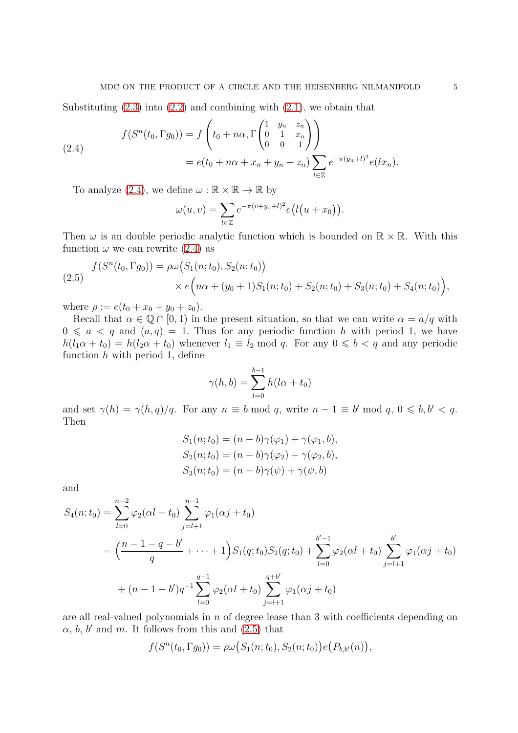Substituting (2.3) into (2.2) and combining with (2.1), we obtain that

$$
\begin{aligned}
f(S^n(t_0, \Gamma g_0)) &= f\left(t_0 + n\alpha, \Gamma \begin{pmatrix} 1 & y_n & z_n \\ 0 & 1 & x_n \\ 0 & 0 & 1 \end{pmatrix}\right) \\
&= e(t_0 + n\alpha + x_n + y_n + z_n) \sum_{l\in\mathbb{Z}} e^{-\pi(y_n+l)^2} e(lx_n).
\end{aligned} \tag{2.4}
$$

To analyze (2.4), we define $\omega : \mathbb{R} \times \mathbb{R} \to \mathbb{R}$ by

$$
\omega(u, v) = \sum_{l\in\mathbb{Z}} e^{-\pi(v+y_0+l)^2} e\big(l(u + x_0)\big).
$$

Then $\omega$ is an double periodic analytic function which is bounded on $\mathbb{R} \times \mathbb{R}$. With this function $\omega$ we can rewrite (2.4) as

$$
\begin{aligned}
f(S^n(t_0, \Gamma g_0)) = \rho\omega\big(S_1(n; t_0), S_2(n; t_0)\big) \\
\times e\Big(n\alpha + (y_0 + 1)S_1(n; t_0) + S_2(n; t_0) + S_3(n; t_0) + S_4(n; t_0)\Big),
\end{aligned} \tag{2.5}
$$

where $\rho := e(t_0 + x_0 + y_0 + z_0)$.

Recall that $\alpha \in \mathbb{Q} \cap [0, 1)$ in the present situation, so that we can write $\alpha = a/q$ with $0 \leqslant a < q$ and $(a, q) = 1$. Thus for any periodic function $h$ with period 1, we have $h(l_1\alpha + t_0) = h(l_2\alpha + t_0)$ whenever $l_1 \equiv l_2 \bmod q$. For any $0 \leqslant b < q$ and any periodic function $h$ with period 1, define

$$
\gamma(h, b) = \sum_{l=0}^{b-1} h(l\alpha + t_0)
$$

and set $\gamma(h) = \gamma(h, q)/q$. For any $n \equiv b \bmod q$, write $n - 1 \equiv b' \bmod q$, $0 \leqslant b, b' < q$. Then

$$
\begin{aligned}
S_1(n; t_0) &= (n - b)\gamma(\varphi_1) + \gamma(\varphi_1, b), \\
S_2(n; t_0) &= (n - b)\gamma(\varphi_2) + \gamma(\varphi_2, b), \\
S_3(n; t_0) &= (n - b)\gamma(\psi) + \gamma(\psi, b)
\end{aligned}
$$

and

$$
\begin{aligned}
S_4(n; t_0) &= \sum_{l=0}^{n-2} \varphi_2(\alpha l + t_0) \sum_{j=l+1}^{n-1} \varphi_1(\alpha j + t_0) \\
&= \Big(\frac{n - 1 - q - b'}{q} + \cdots + 1\Big) S_1(q; t_0) S_2(q; t_0) + \sum_{l=0}^{b'-1} \varphi_2(\alpha l + t_0) \sum_{j=l+1}^{b'} \varphi_1(\alpha j + t_0) \\
&\quad + (n - 1 - b')q^{-1} \sum_{l=0}^{q-1} \varphi_2(\alpha l + t_0) \sum_{j=l+1}^{q+b'} \varphi_1(\alpha j + t_0)
\end{aligned}
$$

are all real-valued polynomials in $n$ of degree lease than 3 with coefficients depending on $\alpha$, $b$, $b'$ and $m$. It follows from this and (2.5) that

$$
f(S^n(t_0, \Gamma g_0)) = \rho\omega\big(S_1(n; t_0), S_2(n; t_0)\big) e\big(P_{b,b'}(n)\big),
$$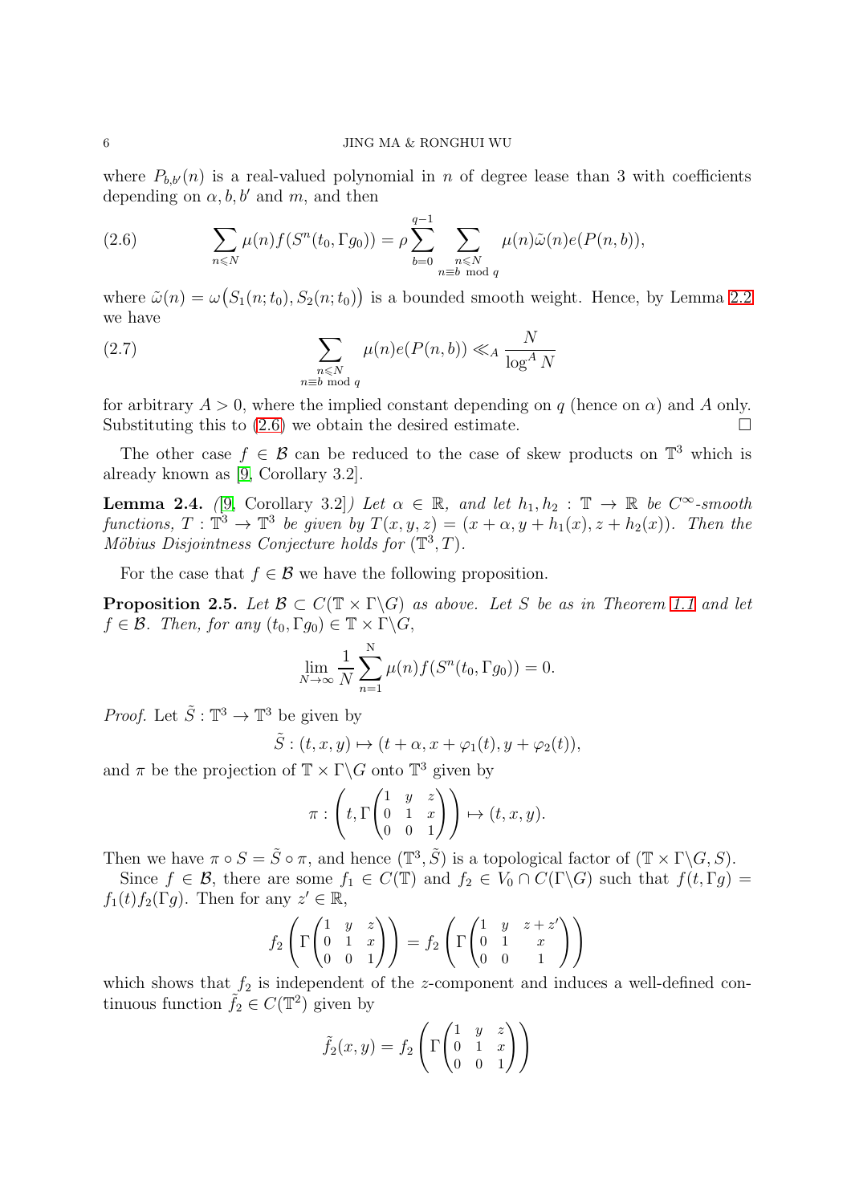where $P_{b,b'}(n)$ is a real-valued polynomial in $n$ of degree lease than 3 with coefficients depending on $\alpha, b, b'$ and $m$, and then

$$\sum_{n\leqslant N}\mu(n)f(S^n(t_0,\Gamma g_0)) = \rho\sum_{b=0}^{q-1}\sum_{\substack{n\leqslant N\\ n\equiv b \bmod q}}\mu(n)\tilde{\omega}(n)e(P(n,b)), \tag{2.6}$$

where $\tilde{\omega}(n) = \omega\big(S_1(n;t_0), S_2(n;t_0)\big)$ is a bounded smooth weight. Hence, by Lemma 2.2 we have

$$\sum_{\substack{n\leqslant N\\ n\equiv b \bmod q}}\mu(n)e(P(n,b)) \ll_A \frac{N}{\log^A N} \tag{2.7}$$

for arbitrary $A > 0$, where the implied constant depending on $q$ (hence on $\alpha$) and $A$ only. Substituting this to (2.6) we obtain the desired estimate. $\square$

The other case $f \in \mathcal{B}$ can be reduced to the case of skew products on $\mathbb{T}^3$ which is already known as [9, Corollary 3.2].

**Lemma 2.4.** *([9, Corollary 3.2]) Let $\alpha \in \mathbb{R}$, and let $h_1, h_2 : \mathbb{T} \to \mathbb{R}$ be $C^\infty$-smooth functions, $T : \mathbb{T}^3 \to \mathbb{T}^3$ be given by $T(x,y,z) = (x+\alpha, y+h_1(x), z+h_2(x))$. Then the Möbius Disjointness Conjecture holds for $(\mathbb{T}^3, T)$.*

For the case that $f \in \mathcal{B}$ we have the following proposition.

**Proposition 2.5.** *Let $\mathcal{B} \subset C(\mathbb{T}\times\Gamma\backslash G)$ as above. Let $S$ be as in Theorem 1.1 and let $f \in \mathcal{B}$. Then, for any $(t_0, \Gamma g_0) \in \mathbb{T}\times\Gamma\backslash G$,*

$$\lim_{N\to\infty}\frac{1}{N}\sum_{n=1}^{N}\mu(n)f(S^n(t_0,\Gamma g_0)) = 0.$$

*Proof.* Let $\tilde{S} : \mathbb{T}^3 \to \mathbb{T}^3$ be given by

$$\tilde{S} : (t,x,y) \mapsto (t+\alpha, x+\varphi_1(t), y+\varphi_2(t)),$$

and $\pi$ be the projection of $\mathbb{T}\times\Gamma\backslash G$ onto $\mathbb{T}^3$ given by

$$\pi : \left(t, \Gamma\begin{pmatrix}1 & y & z\\ 0 & 1 & x\\ 0 & 0 & 1\end{pmatrix}\right) \mapsto (t,x,y).$$

Then we have $\pi\circ S = \tilde{S}\circ\pi$, and hence $(\mathbb{T}^3, \tilde{S})$ is a topological factor of $(\mathbb{T}\times\Gamma\backslash G, S)$.

Since $f \in \mathcal{B}$, there are some $f_1 \in C(\mathbb{T})$ and $f_2 \in V_0 \cap C(\Gamma\backslash G)$ such that $f(t,\Gamma g) = f_1(t)f_2(\Gamma g)$. Then for any $z' \in \mathbb{R}$,

$$f_2\left(\Gamma\begin{pmatrix}1 & y & z\\ 0 & 1 & x\\ 0 & 0 & 1\end{pmatrix}\right) = f_2\left(\Gamma\begin{pmatrix}1 & y & z+z'\\ 0 & 1 & x\\ 0 & 0 & 1\end{pmatrix}\right)$$

which shows that $f_2$ is independent of the $z$-component and induces a well-defined continuous function $\tilde{f}_2 \in C(\mathbb{T}^2)$ given by

$$\tilde{f}_2(x,y) = f_2\left(\Gamma\begin{pmatrix}1 & y & z\\ 0 & 1 & x\\ 0 & 0 & 1\end{pmatrix}\right)$$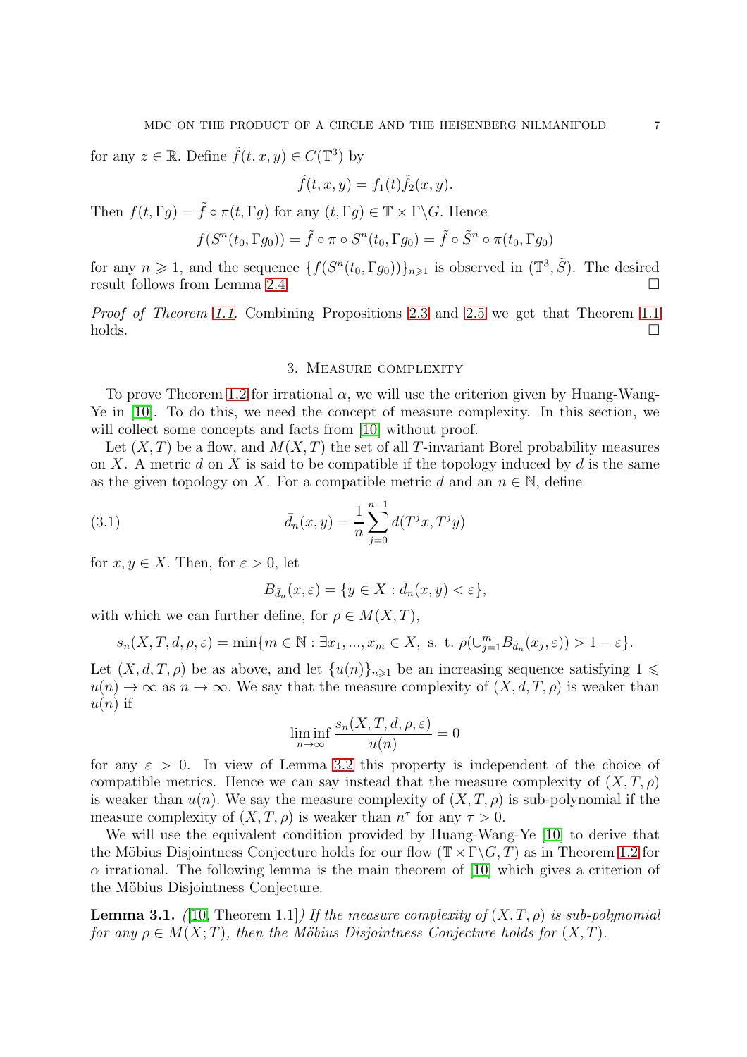for any $z \in \mathbb{R}$. Define $\tilde{f}(t, x, y) \in C(\mathbb{T}^3)$ by

$$\tilde{f}(t, x, y) = f_1(t)\tilde{f}_2(x, y).$$

Then $f(t, \Gamma g) = \tilde{f} \circ \pi(t, \Gamma g)$ for any $(t, \Gamma g) \in \mathbb{T} \times \Gamma\backslash G$. Hence

$$f(S^n(t_0, \Gamma g_0)) = \tilde{f} \circ \pi \circ S^n(t_0, \Gamma g_0) = \tilde{f} \circ \tilde{S}^n \circ \pi(t_0, \Gamma g_0)$$

for any $n \geqslant 1$, and the sequence $\{f(S^n(t_0, \Gamma g_0))\}_{n \geqslant 1}$ is observed in $(\mathbb{T}^3, \tilde{S})$. The desired result follows from Lemma 2.4. $\square$

*Proof of Theorem 1.1.* Combining Propositions 2.3 and 2.5 we get that Theorem 1.1 holds. $\square$

## 3. Measure complexity

To prove Theorem 1.2 for irrational $\alpha$, we will use the criterion given by Huang-Wang-Ye in [10]. To do this, we need the concept of measure complexity. In this section, we will collect some concepts and facts from [10] without proof.

Let $(X, T)$ be a flow, and $M(X, T)$ the set of all $T$-invariant Borel probability measures on $X$. A metric $d$ on $X$ is said to be compatible if the topology induced by $d$ is the same as the given topology on $X$. For a compatible metric $d$ and an $n \in \mathbb{N}$, define

$$\bar{d}_n(x, y) = \frac{1}{n} \sum_{j=0}^{n-1} d(T^j x, T^j y) \tag{3.1}$$

for $x, y \in X$. Then, for $\varepsilon > 0$, let

$$B_{\bar{d}_n}(x, \varepsilon) = \{y \in X : \bar{d}_n(x, y) < \varepsilon\},$$

with which we can further define, for $\rho \in M(X, T)$,

$$s_n(X, T, d, \rho, \varepsilon) = \min\{m \in \mathbb{N} : \exists x_1, ..., x_m \in X, \text{ s. t. } \rho(\cup_{j=1}^m B_{\bar{d}_n}(x_j, \varepsilon)) > 1 - \varepsilon\}.$$

Let $(X, d, T, \rho)$ be as above, and let $\{u(n)\}_{n \geqslant 1}$ be an increasing sequence satisfying $1 \leqslant u(n) \to \infty$ as $n \to \infty$. We say that the measure complexity of $(X, d, T, \rho)$ is weaker than $u(n)$ if

$$\liminf_{n \to \infty} \frac{s_n(X, T, d, \rho, \varepsilon)}{u(n)} = 0$$

for any $\varepsilon > 0$. In view of Lemma 3.2 this property is independent of the choice of compatible metrics. Hence we can say instead that the measure complexity of $(X, T, \rho)$ is weaker than $u(n)$. We say the measure complexity of $(X, T, \rho)$ is sub-polynomial if the measure complexity of $(X, T, \rho)$ is weaker than $n^\tau$ for any $\tau > 0$.

We will use the equivalent condition provided by Huang-Wang-Ye [10] to derive that the Möbius Disjointness Conjecture holds for our flow $(\mathbb{T} \times \Gamma\backslash G, T)$ as in Theorem 1.2 for $\alpha$ irrational. The following lemma is the main theorem of [10] which gives a criterion of the Möbius Disjointness Conjecture.

**Lemma 3.1.** *([10, Theorem 1.1]) If the measure complexity of $(X, T, \rho)$ is sub-polynomial for any $\rho \in M(X; T)$, then the Möbius Disjointness Conjecture holds for $(X, T)$.*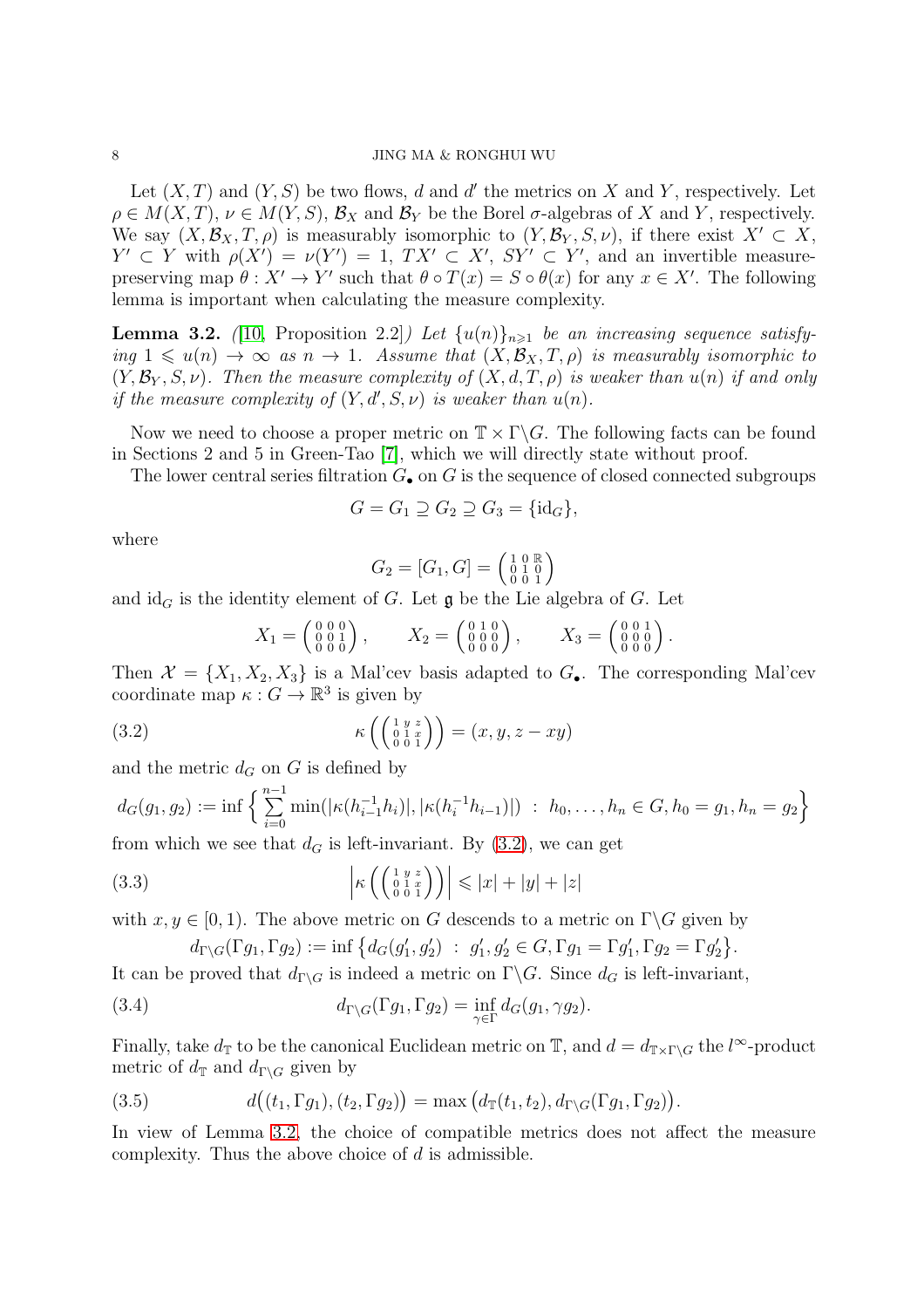Let $(X,T)$ and $(Y,S)$ be two flows, $d$ and $d'$ the metrics on $X$ and $Y$, respectively. Let $\rho \in M(X,T)$, $\nu \in M(Y,S)$, $\mathcal{B}_X$ and $\mathcal{B}_Y$ be the Borel $\sigma$-algebras of $X$ and $Y$, respectively. We say $(X,\mathcal{B}_X,T,\rho)$ is measurably isomorphic to $(Y,\mathcal{B}_Y,S,\nu)$, if there exist $X' \subset X$, $Y' \subset Y$ with $\rho(X') = \nu(Y') = 1$, $TX' \subset X'$, $SY' \subset Y'$, and an invertible measure-preserving map $\theta : X' \to Y'$ such that $\theta \circ T(x) = S \circ \theta(x)$ for any $x \in X'$. The following lemma is important when calculating the measure complexity.

**Lemma 3.2.** *([10, Proposition 2.2]) Let $\{u(n)\}_{n\geqslant 1}$ be an increasing sequence satisfying $1 \leqslant u(n) \to \infty$ as $n \to 1$. Assume that $(X,\mathcal{B}_X,T,\rho)$ is measurably isomorphic to $(Y,\mathcal{B}_Y,S,\nu)$. Then the measure complexity of $(X,d,T,\rho)$ is weaker than $u(n)$ if and only if the measure complexity of $(Y,d',S,\nu)$ is weaker than $u(n)$.*

Now we need to choose a proper metric on $\mathbb{T}\times\Gamma\backslash G$. The following facts can be found in Sections 2 and 5 in Green-Tao [7], which we will directly state without proof.

The lower central series filtration $G_\bullet$ on $G$ is the sequence of closed connected subgroups

$$G = G_1 \supseteq G_2 \supseteq G_3 = \{\mathrm{id}_G\},$$

where

$$G_2 = [G_1, G] = \begin{pmatrix} 1 & 0 & \mathbb{R} \\ 0 & 1 & 0 \\ 0 & 0 & 1 \end{pmatrix}$$

and $\mathrm{id}_G$ is the identity element of $G$. Let $\mathfrak{g}$ be the Lie algebra of $G$. Let

$$X_1 = \begin{pmatrix} 0 & 0 & 0 \\ 0 & 0 & 1 \\ 0 & 0 & 0 \end{pmatrix}, \qquad X_2 = \begin{pmatrix} 0 & 1 & 0 \\ 0 & 0 & 0 \\ 0 & 0 & 0 \end{pmatrix}, \qquad X_3 = \begin{pmatrix} 0 & 0 & 1 \\ 0 & 0 & 0 \\ 0 & 0 & 0 \end{pmatrix}.$$

Then $\mathcal{X} = \{X_1, X_2, X_3\}$ is a Mal'cev basis adapted to $G_\bullet$. The corresponding Mal'cev coordinate map $\kappa : G \to \mathbb{R}^3$ is given by

$$\kappa\left(\begin{pmatrix} 1 & y & z \\ 0 & 1 & x \\ 0 & 0 & 1 \end{pmatrix}\right) = (x, y, z - xy) \tag{3.2}$$

and the metric $d_G$ on $G$ is defined by

$$d_G(g_1,g_2) := \inf\Big\{ \sum_{i=0}^{n-1} \min(|\kappa(h_{i-1}^{-1}h_i)|, |\kappa(h_i^{-1}h_{i-1})|) \ : \ h_0,\ldots,h_n \in G, h_0 = g_1, h_n = g_2 \Big\}$$

from which we see that $d_G$ is left-invariant. By (3.2), we can get

$$\left|\kappa\left(\begin{pmatrix} 1 & y & z \\ 0 & 1 & x \\ 0 & 0 & 1 \end{pmatrix}\right)\right| \leqslant |x| + |y| + |z| \tag{3.3}$$

with $x, y \in [0,1)$. The above metric on $G$ descends to a metric on $\Gamma\backslash G$ given by

$$d_{\Gamma\backslash G}(\Gamma g_1, \Gamma g_2) := \inf\big\{ d_G(g_1', g_2') \ : \ g_1', g_2' \in G, \Gamma g_1 = \Gamma g_1', \Gamma g_2 = \Gamma g_2' \big\}.$$

It can be proved that $d_{\Gamma\backslash G}$ is indeed a metric on $\Gamma\backslash G$. Since $d_G$ is left-invariant,

$$d_{\Gamma\backslash G}(\Gamma g_1, \Gamma g_2) = \inf_{\gamma\in\Gamma} d_G(g_1, \gamma g_2). \tag{3.4}$$

Finally, take $d_{\mathbb{T}}$ to be the canonical Euclidean metric on $\mathbb{T}$, and $d = d_{\mathbb{T}\times\Gamma\backslash G}$ the $l^\infty$-product metric of $d_{\mathbb{T}}$ and $d_{\Gamma\backslash G}$ given by

$$d\big((t_1, \Gamma g_1), (t_2, \Gamma g_2)\big) = \max\big(d_{\mathbb{T}}(t_1,t_2), d_{\Gamma\backslash G}(\Gamma g_1, \Gamma g_2)\big). \tag{3.5}$$

In view of Lemma 3.2, the choice of compatible metrics does not affect the measure complexity. Thus the above choice of $d$ is admissible.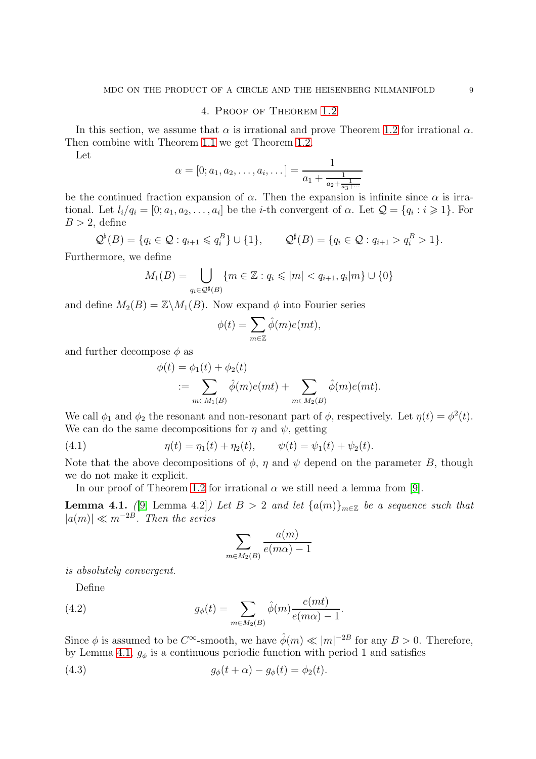## 4. Proof of Theorem 1.2

In this section, we assume that $\alpha$ is irrational and prove Theorem 1.2 for irrational $\alpha$. Then combine with Theorem 1.1 we get Theorem 1.2.

Let

$$\alpha = [0; a_1, a_2, \dots, a_i, \dots] = \cfrac{1}{a_1 + \cfrac{1}{a_2 + \cfrac{1}{a_3 + \cdots}}}$$

be the continued fraction expansion of $\alpha$. Then the expansion is infinite since $\alpha$ is irrational. Let $l_i/q_i = [0; a_1, a_2, \dots, a_i]$ be the $i$-th convergent of $\alpha$. Let $\mathcal{Q} = \{q_i : i \geqslant 1\}$. For $B > 2$, define

$$\mathcal{Q}^\flat(B) = \{q_i \in \mathcal{Q} : q_{i+1} \leqslant q_i^B\} \cup \{1\}, \qquad \mathcal{Q}^\sharp(B) = \{q_i \in \mathcal{Q} : q_{i+1} > q_i^B > 1\}.$$

Furthermore, we define

$$M_1(B) = \bigcup_{q_i \in \mathcal{Q}^\sharp(B)} \{m \in \mathbb{Z} : q_i \leqslant |m| < q_{i+1}, q_i | m\} \cup \{0\}$$

and define $M_2(B) = \mathbb{Z} \backslash M_1(B)$. Now expand $\phi$ into Fourier series

$$\phi(t) = \sum_{m \in \mathbb{Z}} \hat{\phi}(m) e(mt),$$

and further decompose $\phi$ as

$$\begin{aligned}\phi(t) &= \phi_1(t) + \phi_2(t) \\ &:= \sum_{m \in M_1(B)} \hat{\phi}(m) e(mt) + \sum_{m \in M_2(B)} \hat{\phi}(m) e(mt).\end{aligned}$$

We call $\phi_1$ and $\phi_2$ the resonant and non-resonant part of $\phi$, respectively. Let $\eta(t) = \phi^2(t)$. We can do the same decompositions for $\eta$ and $\psi$, getting

$$\eta(t) = \eta_1(t) + \eta_2(t), \qquad \psi(t) = \psi_1(t) + \psi_2(t). \tag{4.1}$$

Note that the above decompositions of $\phi$, $\eta$ and $\psi$ depend on the parameter $B$, though we do not make it explicit.

In our proof of Theorem 1.2 for irrational $\alpha$ we still need a lemma from [9].

**Lemma 4.1.** *([9, Lemma 4.2]) Let $B > 2$ and let $\{a(m)\}_{m \in \mathbb{Z}}$ be a sequence such that $|a(m)| \ll m^{-2B}$. Then the series*

$$\sum_{m \in M_2(B)} \frac{a(m)}{e(m\alpha) - 1}$$

*is absolutely convergent.*

Define

$$g_\phi(t) = \sum_{m \in M_2(B)} \hat{\phi}(m) \frac{e(mt)}{e(m\alpha) - 1}. \tag{4.2}$$

Since $\phi$ is assumed to be $C^\infty$-smooth, we have $\hat{\phi}(m) \ll |m|^{-2B}$ for any $B > 0$. Therefore, by Lemma 4.1, $g_\phi$ is a continuous periodic function with period 1 and satisfies

$$g_\phi(t + \alpha) - g_\phi(t) = \phi_2(t). \tag{4.3}$$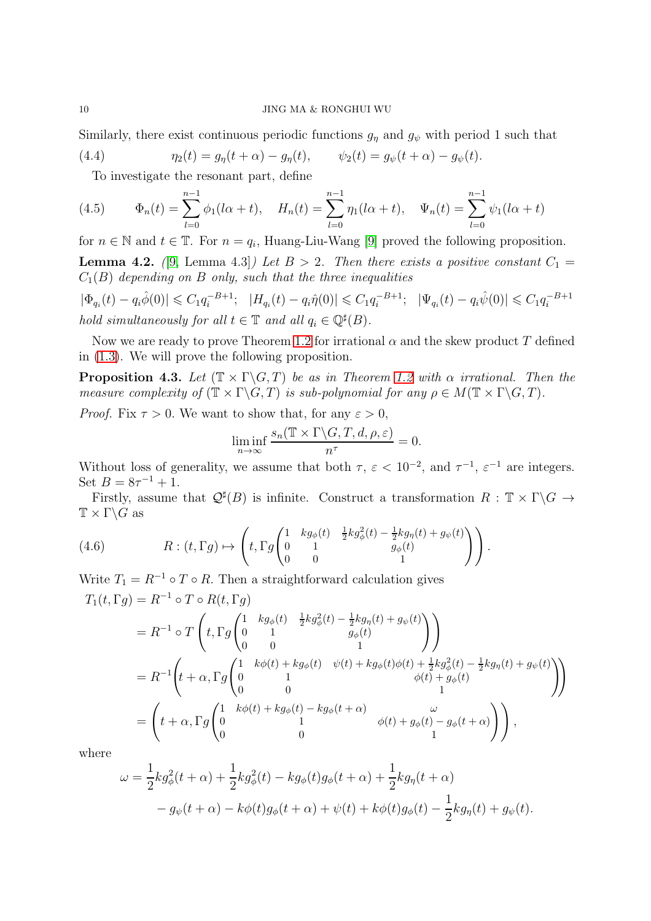Similarly, there exist continuous periodic functions $g_\eta$ and $g_\psi$ with period 1 such that

$$\eta_2(t) = g_\eta(t+\alpha) - g_\eta(t), \qquad \psi_2(t) = g_\psi(t+\alpha) - g_\psi(t). \tag{4.4}$$

To investigate the resonant part, define

$$\Phi_n(t) = \sum_{l=0}^{n-1} \phi_1(l\alpha + t), \quad H_n(t) = \sum_{l=0}^{n-1} \eta_1(l\alpha + t), \quad \Psi_n(t) = \sum_{l=0}^{n-1} \psi_1(l\alpha + t) \tag{4.5}$$

for $n \in \mathbb{N}$ and $t \in \mathbb{T}$. For $n = q_i$, Huang-Liu-Wang [9] proved the following proposition.

**Lemma 4.2.** *([9] Lemma 4.3]) Let $B > 2$. Then there exists a positive constant $C_1 = C_1(B)$ depending on $B$ only, such that the three inequalities*

$$|\Phi_{q_i}(t) - q_i\hat{\phi}(0)| \leqslant C_1 q_i^{-B+1}; \quad |H_{q_i}(t) - q_i\hat{\eta}(0)| \leqslant C_1 q_i^{-B+1}; \quad |\Psi_{q_i}(t) - q_i\hat{\psi}(0)| \leqslant C_1 q_i^{-B+1}$$

*hold simultaneously for all $t \in \mathbb{T}$ and all $q_i \in \mathbb{Q}^\sharp(B)$.*

Now we are ready to prove Theorem 1.2 for irrational $\alpha$ and the skew product $T$ defined in (1.3). We will prove the following proposition.

**Proposition 4.3.** *Let $(\mathbb{T} \times \Gamma\backslash G, T)$ be as in Theorem 1.2 with $\alpha$ irrational. Then the measure complexity of $(\mathbb{T} \times \Gamma\backslash G, T)$ is sub-polynomial for any $\rho \in M(\mathbb{T} \times \Gamma\backslash G, T)$.*

*Proof.* Fix $\tau > 0$. We want to show that, for any $\varepsilon > 0$,

$$\liminf_{n\to\infty} \frac{s_n(\mathbb{T} \times \Gamma\backslash G, T, d, \rho, \varepsilon)}{n^\tau} = 0.$$

Without loss of generality, we assume that both $\tau$, $\varepsilon < 10^{-2}$, and $\tau^{-1}$, $\varepsilon^{-1}$ are integers. Set $B = 8\tau^{-1} + 1$.

Firstly, assume that $\mathcal{Q}^\sharp(B)$ is infinite. Construct a transformation $R : \mathbb{T} \times \Gamma\backslash G \to \mathbb{T} \times \Gamma\backslash G$ as

$$R : (t, \Gamma g) \mapsto \left(t, \Gamma g \begin{pmatrix} 1 & kg_\phi(t) & \frac{1}{2}kg_\phi^2(t) - \frac{1}{2}kg_\eta(t) + g_\psi(t) \\ 0 & 1 & g_\phi(t) \\ 0 & 0 & 1 \end{pmatrix}\right). \tag{4.6}$$

Write $T_1 = R^{-1} \circ T \circ R$. Then a straightforward calculation gives

$$\begin{aligned}
T_1(t, \Gamma g) &= R^{-1} \circ T \circ R(t, \Gamma g) \\
&= R^{-1} \circ T \left(t, \Gamma g \begin{pmatrix} 1 & kg_\phi(t) & \frac{1}{2}kg_\phi^2(t) - \frac{1}{2}kg_\eta(t) + g_\psi(t) \\ 0 & 1 & g_\phi(t) \\ 0 & 0 & 1 \end{pmatrix}\right) \\
&= R^{-1}\left(t + \alpha, \Gamma g \begin{pmatrix} 1 & k\phi(t) + kg_\phi(t) & \psi(t) + kg_\phi(t)\phi(t) + \frac{1}{2}kg_\phi^2(t) - \frac{1}{2}kg_\eta(t) + g_\psi(t) \\ 0 & 1 & \phi(t) + g_\phi(t) \\ 0 & 0 & 1 \end{pmatrix}\right) \\
&= \left(t + \alpha, \Gamma g \begin{pmatrix} 1 & k\phi(t) + kg_\phi(t) - kg_\phi(t+\alpha) & \omega \\ 0 & 1 & \phi(t) + g_\phi(t) - g_\phi(t+\alpha) \\ 0 & 0 & 1 \end{pmatrix}\right),
\end{aligned}$$

where

$$\begin{aligned}
\omega = &\frac{1}{2}kg_\phi^2(t+\alpha) + \frac{1}{2}kg_\phi^2(t) - kg_\phi(t)g_\phi(t+\alpha) + \frac{1}{2}kg_\eta(t+\alpha) \\
&- g_\psi(t+\alpha) - k\phi(t)g_\phi(t+\alpha) + \psi(t) + k\phi(t)g_\phi(t) - \frac{1}{2}kg_\eta(t) + g_\psi(t).
\end{aligned}$$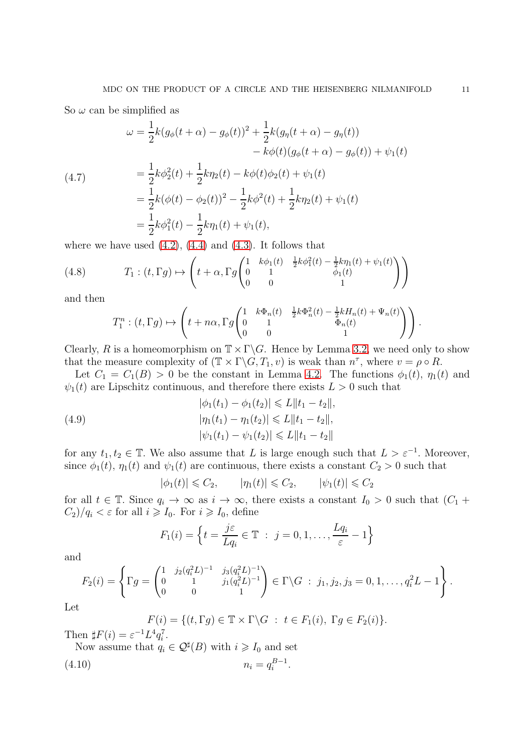So $\omega$ can be simplified as

$$
\begin{aligned}
\omega &= \frac{1}{2}k(g_\phi(t+\alpha)-g_\phi(t))^2 + \frac{1}{2}k(g_\eta(t+\alpha)-g_\eta(t)) \\
&\qquad - k\phi(t)(g_\phi(t+\alpha)-g_\phi(t)) + \psi_1(t) \\
&= \frac{1}{2}k\phi_2^2(t) + \frac{1}{2}k\eta_2(t) - k\phi(t)\phi_2(t) + \psi_1(t) \\
&= \frac{1}{2}k(\phi(t)-\phi_2(t))^2 - \frac{1}{2}k\phi^2(t) + \frac{1}{2}k\eta_2(t) + \psi_1(t) \\
&= \frac{1}{2}k\phi_1^2(t) - \frac{1}{2}k\eta_1(t) + \psi_1(t),
\end{aligned}
\tag{4.7}
$$

where we have used (4.2), (4.4) and (4.3). It follows that

$$
T_1 : (t, \Gamma g) \mapsto \left( t+\alpha, \Gamma g \begin{pmatrix} 1 & k\phi_1(t) & \frac{1}{2}k\phi_1^2(t) - \frac{1}{2}k\eta_1(t) + \psi_1(t) \\ 0 & 1 & \phi_1(t) \\ 0 & 0 & 1 \end{pmatrix} \right) \tag{4.8}
$$

and then

$$
T_1^n : (t, \Gamma g) \mapsto \left( t+n\alpha, \Gamma g \begin{pmatrix} 1 & k\Phi_n(t) & \frac{1}{2}k\Phi_n^2(t) - \frac{1}{2}kH_n(t) + \Psi_n(t) \\ 0 & 1 & \Phi_n(t) \\ 0 & 0 & 1 \end{pmatrix} \right).
$$

Clearly, $R$ is a homeomorphism on $\mathbb{T} \times \Gamma\backslash G$. Hence by Lemma 3.2, we need only to show that the measure complexity of $(\mathbb{T} \times \Gamma\backslash G, T_1, v)$ is weak than $n^\tau$, where $v = \rho \circ R$.

Let $C_1 = C_1(B) > 0$ be the constant in Lemma 4.2. The functions $\phi_1(t)$, $\eta_1(t)$ and $\psi_1(t)$ are Lipschitz continuous, and therefore there exists $L > 0$ such that

$$
\begin{aligned}
|\phi_1(t_1) - \phi_1(t_2)| &\leqslant L\|t_1 - t_2\|, \\
|\eta_1(t_1) - \eta_1(t_2)| &\leqslant L\|t_1 - t_2\|, \\
|\psi_1(t_1) - \psi_1(t_2)| &\leqslant L\|t_1 - t_2\|
\end{aligned}
\tag{4.9}
$$

for any $t_1, t_2 \in \mathbb{T}$. We also assume that $L$ is large enough such that $L > \varepsilon^{-1}$. Moreover, since $\phi_1(t)$, $\eta_1(t)$ and $\psi_1(t)$ are continuous, there exists a constant $C_2 > 0$ such that

$$
|\phi_1(t)| \leqslant C_2, \qquad |\eta_1(t)| \leqslant C_2, \qquad |\psi_1(t)| \leqslant C_2
$$

for all $t \in \mathbb{T}$. Since $q_i \to \infty$ as $i \to \infty$, there exists a constant $I_0 > 0$ such that $(C_1 + C_2)/q_i < \varepsilon$ for all $i \geqslant I_0$. For $i \geqslant I_0$, define

$$
F_1(i) = \left\{ t = \frac{j\varepsilon}{Lq_i} \in \mathbb{T} \ : \ j = 0, 1, \ldots, \frac{Lq_i}{\varepsilon} - 1 \right\}
$$

and

$$
F_2(i) = \left\{ \Gamma g = \begin{pmatrix} 1 & j_2(q_i^2L)^{-1} & j_3(q_i^2L)^{-1} \\ 0 & 1 & j_1(q_i^2L)^{-1} \\ 0 & 0 & 1 \end{pmatrix} \in \Gamma\backslash G \ : \ j_1, j_2, j_3 = 0, 1, \ldots, q_i^2L - 1 \right\}.
$$

Let

$$
F(i) = \{(t, \Gamma g) \in \mathbb{T} \times \Gamma\backslash G \ : \ t \in F_1(i),\ \Gamma g \in F_2(i)\}.
$$

Then $\sharp F(i) = \varepsilon^{-1}L^4q_i^7$.

Now assume that $q_i \in \mathcal{Q}^\sharp(B)$ with $i \geqslant I_0$ and set

$$
n_i = q_i^{B-1}. \tag{4.10}
$$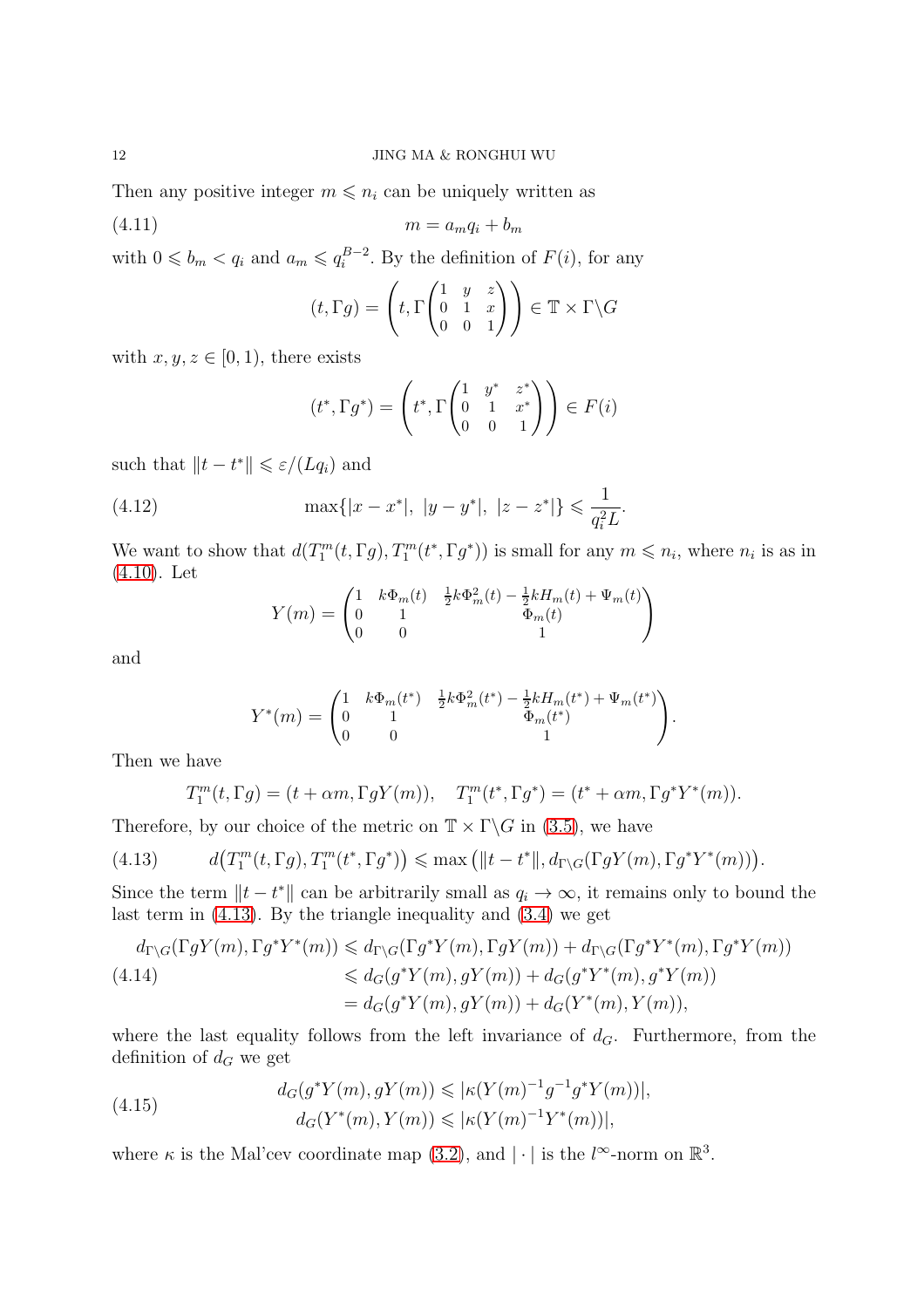Then any positive integer $m \leqslant n_i$ can be uniquely written as

$$m = a_m q_i + b_m \tag{4.11}$$

with $0 \leqslant b_m < q_i$ and $a_m \leqslant q_i^{B-2}$. By the definition of $F(i)$, for any

$$(t, \Gamma g) = \left(t, \Gamma \begin{pmatrix} 1 & y & z \\ 0 & 1 & x \\ 0 & 0 & 1 \end{pmatrix}\right) \in \mathbb{T} \times \Gamma \backslash G$$

with $x, y, z \in [0, 1)$, there exists

$$(t^*, \Gamma g^*) = \left(t^*, \Gamma \begin{pmatrix} 1 & y^* & z^* \\ 0 & 1 & x^* \\ 0 & 0 & 1 \end{pmatrix}\right) \in F(i)$$

such that $\|t - t^*\| \leqslant \varepsilon/(Lq_i)$ and

$$\max\{|x - x^*|,\ |y - y^*|,\ |z - z^*|\} \leqslant \frac{1}{q_i^2 L}. \tag{4.12}$$

We want to show that $d(T_1^m(t, \Gamma g), T_1^m(t^*, \Gamma g^*))$ is small for any $m \leqslant n_i$, where $n_i$ is as in (4.10). Let

$$Y(m) = \begin{pmatrix} 1 & k\Phi_m(t) & \frac{1}{2}k\Phi_m^2(t) - \frac{1}{2}kH_m(t) + \Psi_m(t) \\ 0 & 1 & \Phi_m(t) \\ 0 & 0 & 1 \end{pmatrix}$$

and

$$Y^*(m) = \begin{pmatrix} 1 & k\Phi_m(t^*) & \frac{1}{2}k\Phi_m^2(t^*) - \frac{1}{2}kH_m(t^*) + \Psi_m(t^*) \\ 0 & 1 & \Phi_m(t^*) \\ 0 & 0 & 1 \end{pmatrix}.$$

Then we have

$$T_1^m(t, \Gamma g) = (t + \alpha m, \Gamma g Y(m)), \quad T_1^m(t^*, \Gamma g^*) = (t^* + \alpha m, \Gamma g^* Y^*(m)).$$

Therefore, by our choice of the metric on $\mathbb{T} \times \Gamma \backslash G$ in (3.5), we have

$$d\big(T_1^m(t, \Gamma g), T_1^m(t^*, \Gamma g^*)\big) \leqslant \max\big(\|t - t^*\|, d_{\Gamma\backslash G}(\Gamma g Y(m), \Gamma g^* Y^*(m))\big). \tag{4.13}$$

Since the term $\|t - t^*\|$ can be arbitrarily small as $q_i \to \infty$, it remains only to bound the last term in (4.13). By the triangle inequality and (3.4) we get

$$\begin{aligned} d_{\Gamma\backslash G}(\Gamma g Y(m), \Gamma g^* Y^*(m)) &\leqslant d_{\Gamma\backslash G}(\Gamma g^* Y(m), \Gamma g Y(m)) + d_{\Gamma\backslash G}(\Gamma g^* Y^*(m), \Gamma g^* Y(m)) \\ &\leqslant d_G(g^* Y(m), g Y(m)) + d_G(g^* Y^*(m), g^* Y(m)) \\ &= d_G(g^* Y(m), g Y(m)) + d_G(Y^*(m), Y(m)), \end{aligned} \tag{4.14}$$

where the last equality follows from the left invariance of $d_G$. Furthermore, from the definition of $d_G$ we get

$$\begin{aligned} d_G(g^* Y(m), g Y(m)) &\leqslant |\kappa(Y(m)^{-1} g^{-1} g^* Y(m))|, \\ d_G(Y^*(m), Y(m)) &\leqslant |\kappa(Y(m)^{-1} Y^*(m))|, \end{aligned} \tag{4.15}$$

where $\kappa$ is the Mal'cev coordinate map (3.2), and $|\cdot|$ is the $l^\infty$-norm on $\mathbb{R}^3$.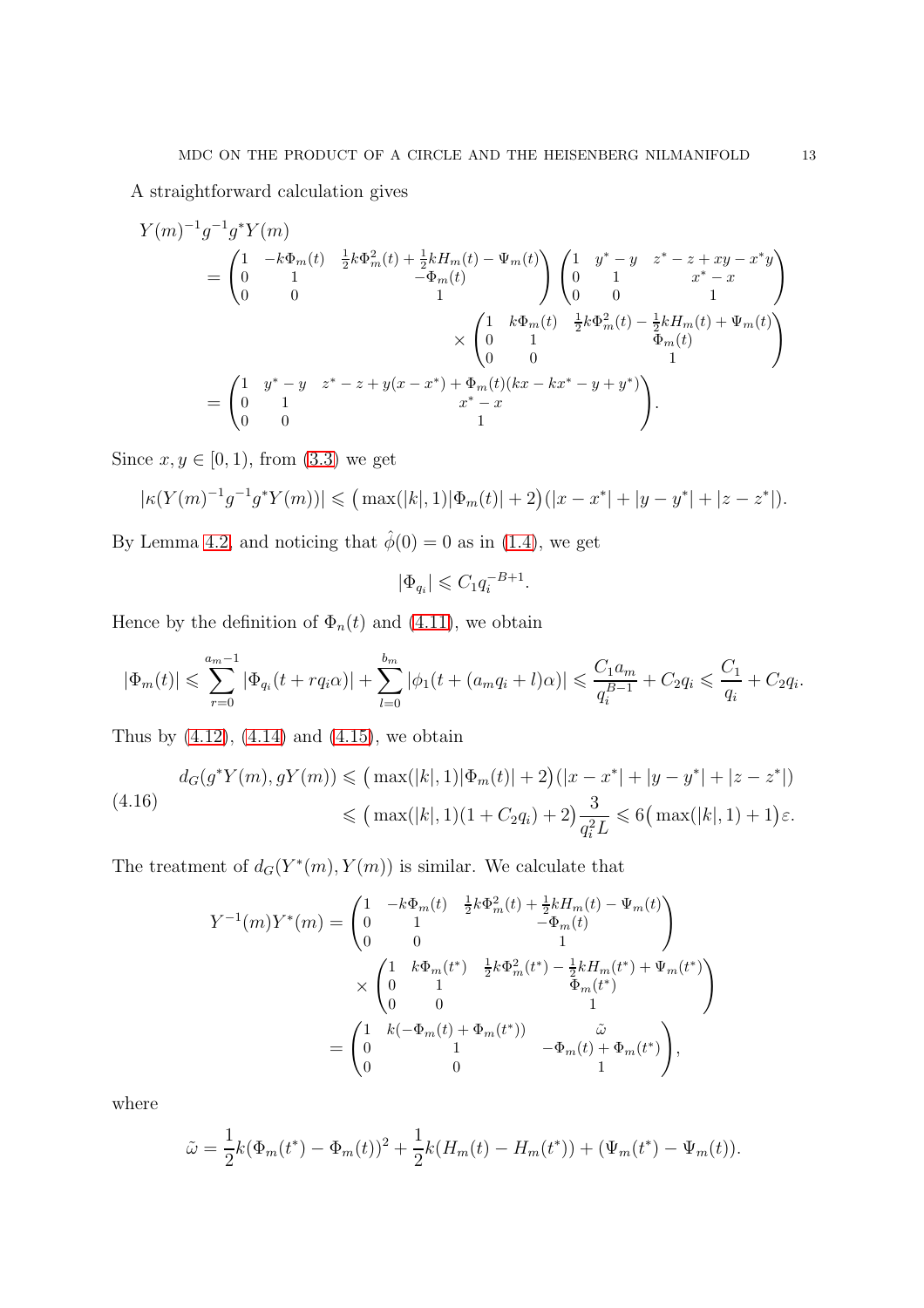A straightforward calculation gives

$$
\begin{aligned}
Y(m)^{-1}g^{-1}g^{*}Y(m)
&= \begin{pmatrix} 1 & -k\Phi_m(t) & \frac{1}{2}k\Phi_m^2(t)+\frac{1}{2}kH_m(t)-\Psi_m(t) \\ 0 & 1 & -\Phi_m(t) \\ 0 & 0 & 1 \end{pmatrix} \begin{pmatrix} 1 & y^*-y & z^*-z+xy-x^*y \\ 0 & 1 & x^*-x \\ 0 & 0 & 1 \end{pmatrix} \\
&\qquad \times \begin{pmatrix} 1 & k\Phi_m(t) & \frac{1}{2}k\Phi_m^2(t)-\frac{1}{2}kH_m(t)+\Psi_m(t) \\ 0 & 1 & \Phi_m(t) \\ 0 & 0 & 1 \end{pmatrix} \\
&= \begin{pmatrix} 1 & y^*-y & z^*-z+y(x-x^*)+\Phi_m(t)(kx-kx^*-y+y^*) \\ 0 & 1 & x^*-x \\ 0 & 0 & 1 \end{pmatrix}.
\end{aligned}
$$

Since $x, y \in [0,1)$, from (3.3) we get

$$
|\kappa(Y(m)^{-1}g^{-1}g^{*}Y(m))| \leqslant \big(\max(|k|,1)|\Phi_m(t)|+2\big)(|x-x^*|+|y-y^*|+|z-z^*|).
$$

By Lemma 4.2 and noticing that $\hat{\phi}(0)=0$ as in (1.4), we get

$$
|\Phi_{q_i}| \leqslant C_1 q_i^{-B+1}.
$$

Hence by the definition of $\Phi_n(t)$ and (4.11), we obtain

$$
|\Phi_m(t)| \leqslant \sum_{r=0}^{a_m-1} |\Phi_{q_i}(t+rq_i\alpha)| + \sum_{l=0}^{b_m} |\phi_1(t+(a_mq_i+l)\alpha)| \leqslant \frac{C_1 a_m}{q_i^{B-1}} + C_2 q_i \leqslant \frac{C_1}{q_i} + C_2 q_i.
$$

Thus by (4.12), (4.14) and (4.15), we obtain

$$
\begin{aligned}
d_G(g^*Y(m), gY(m)) &\leqslant \big(\max(|k|,1)|\Phi_m(t)|+2\big)(|x-x^*|+|y-y^*|+|z-z^*|) \\
&\leqslant \big(\max(|k|,1)(1+C_2q_i)+2\big)\frac{3}{q_i^2 L} \leqslant 6\big(\max(|k|,1)+1\big)\varepsilon. 
\end{aligned}
\tag{4.16}
$$

The treatment of $d_G(Y^*(m), Y(m))$ is similar. We calculate that

$$
\begin{aligned}
Y^{-1}(m)Y^*(m) &= \begin{pmatrix} 1 & -k\Phi_m(t) & \frac{1}{2}k\Phi_m^2(t)+\frac{1}{2}kH_m(t)-\Psi_m(t) \\ 0 & 1 & -\Phi_m(t) \\ 0 & 0 & 1 \end{pmatrix} \\
&\qquad \times \begin{pmatrix} 1 & k\Phi_m(t^*) & \frac{1}{2}k\Phi_m^2(t^*)-\frac{1}{2}kH_m(t^*)+\Psi_m(t^*) \\ 0 & 1 & \Phi_m(t^*) \\ 0 & 0 & 1 \end{pmatrix} \\
&= \begin{pmatrix} 1 & k(-\Phi_m(t)+\Phi_m(t^*)) & \tilde{\omega} \\ 0 & 1 & -\Phi_m(t)+\Phi_m(t^*) \\ 0 & 0 & 1 \end{pmatrix},
\end{aligned}
$$

where

$$
\tilde{\omega} = \frac{1}{2}k(\Phi_m(t^*)-\Phi_m(t))^2 + \frac{1}{2}k(H_m(t)-H_m(t^*)) + (\Psi_m(t^*)-\Psi_m(t)).
$$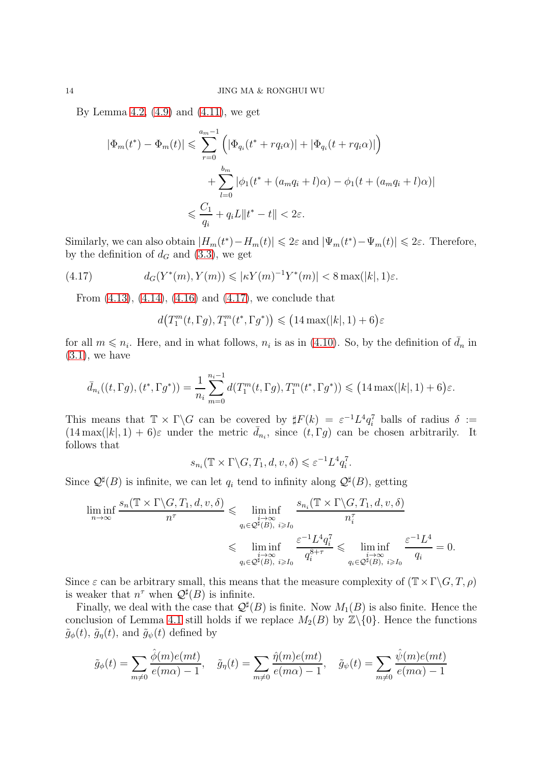By Lemma 4.2, (4.9) and (4.11), we get

$$
\begin{aligned}
|\Phi_m(t^*) - \Phi_m(t)| &\leqslant \sum_{r=0}^{a_m-1} \Big( |\Phi_{q_i}(t^* + rq_i\alpha)| + |\Phi_{q_i}(t + rq_i\alpha)| \Big) \\
&\qquad + \sum_{l=0}^{b_m} |\phi_1(t^* + (a_m q_i + l)\alpha) - \phi_1(t + (a_m q_i + l)\alpha)| \\
&\leqslant \frac{C_1}{q_i} + q_i L \|t^* - t\| < 2\varepsilon.
\end{aligned}
$$

Similarly, we can also obtain $|H_m(t^*) - H_m(t)| \leqslant 2\varepsilon$ and $|\Psi_m(t^*) - \Psi_m(t)| \leqslant 2\varepsilon$. Therefore, by the definition of $d_G$ and (3.3), we get

$$
d_G(Y^*(m), Y(m)) \leqslant |\kappa Y(m)^{-1} Y^*(m)| < 8\max(|k|, 1)\varepsilon. \tag{4.17}
$$

From (4.13), (4.14), (4.16) and (4.17), we conclude that

$$
d\big(T_1^m(t, \Gamma g), T_1^m(t^*, \Gamma g^*)\big) \leqslant \big(14\max(|k|, 1) + 6\big)\varepsilon
$$

for all $m \leqslant n_i$. Here, and in what follows, $n_i$ is as in (4.10). So, by the definition of $\bar{d}_n$ in (3.1), we have

$$
\bar{d}_{n_i}((t, \Gamma g), (t^*, \Gamma g^*)) = \frac{1}{n_i} \sum_{m=0}^{n_i-1} d(T_1^m(t, \Gamma g), T_1^m(t^*, \Gamma g^*)) \leqslant \big(14\max(|k|, 1) + 6\big)\varepsilon.
$$

This means that $\mathbb{T} \times \Gamma\backslash G$ can be covered by $\sharp F(k) = \varepsilon^{-1} L^4 q_i^7$ balls of radius $\delta := (14\max(|k|, 1) + 6)\varepsilon$ under the metric $\bar{d}_{n_i}$, since $(t, \Gamma g)$ can be chosen arbitrarily. It follows that

$$
s_{n_i}(\mathbb{T} \times \Gamma\backslash G, T_1, d, v, \delta) \leqslant \varepsilon^{-1} L^4 q_i^7.
$$

Since $\mathcal{Q}^\sharp(B)$ is infinite, we can let $q_i$ tend to infinity along $\mathcal{Q}^\sharp(B)$, getting

$$
\begin{aligned}
\liminf_{n\to\infty} \frac{s_n(\mathbb{T} \times \Gamma\backslash G, T_1, d, v, \delta)}{n^\tau} &\leqslant \liminf_{\substack{i\to\infty \\ q_i \in \mathcal{Q}^\sharp(B),\ i \geqslant I_0}} \frac{s_{n_i}(\mathbb{T} \times \Gamma\backslash G, T_1, d, v, \delta)}{n_i^\tau} \\
&\leqslant \liminf_{\substack{i\to\infty \\ q_i \in \mathcal{Q}^\sharp(B),\ i \geqslant I_0}} \frac{\varepsilon^{-1} L^4 q_i^7}{q_i^{8+\tau}} \leqslant \liminf_{\substack{i\to\infty \\ q_i \in \mathcal{Q}^\sharp(B),\ i \geqslant I_0}} \frac{\varepsilon^{-1} L^4}{q_i} = 0.
\end{aligned}
$$

Since $\varepsilon$ can be arbitrary small, this means that the measure complexity of $(\mathbb{T} \times \Gamma\backslash G, T, \rho)$ is weaker that $n^\tau$ when $\mathcal{Q}^\sharp(B)$ is infinite.

Finally, we deal with the case that $\mathcal{Q}^\sharp(B)$ is finite. Now $M_1(B)$ is also finite. Hence the conclusion of Lemma 4.1 still holds if we replace $M_2(B)$ by $\mathbb{Z}\backslash\{0\}$. Hence the functions $\tilde{g}_\phi(t)$, $\tilde{g}_\eta(t)$, and $\tilde{g}_\psi(t)$ defined by

$$
\tilde{g}_\phi(t) = \sum_{m \neq 0} \frac{\hat{\phi}(m) e(mt)}{e(m\alpha) - 1}, \quad \tilde{g}_\eta(t) = \sum_{m \neq 0} \frac{\hat{\eta}(m) e(mt)}{e(m\alpha) - 1}, \quad \tilde{g}_\psi(t) = \sum_{m \neq 0} \frac{\hat{\psi}(m) e(mt)}{e(m\alpha) - 1}
$$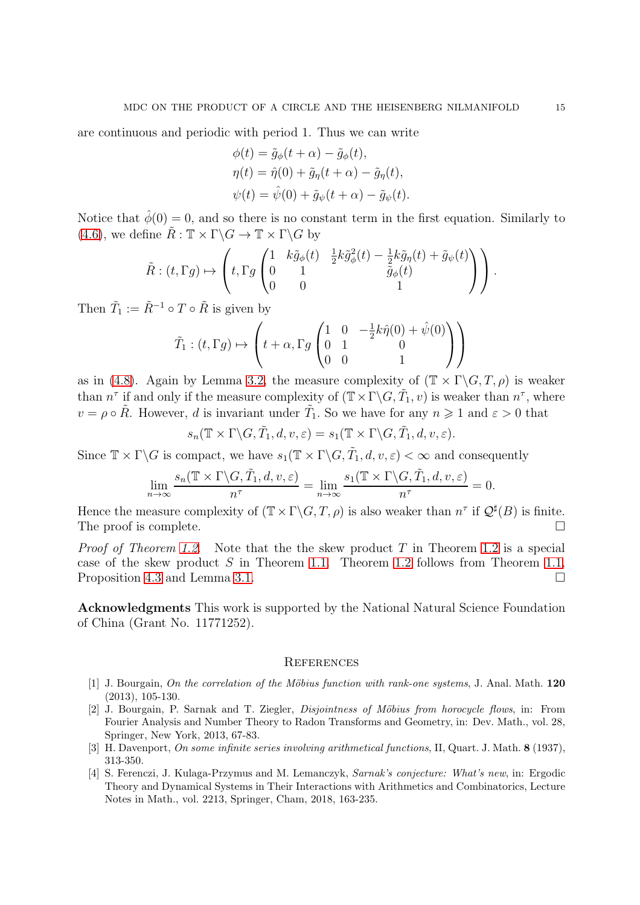are continuous and periodic with period 1. Thus we can write

$$
\begin{aligned}
\phi(t) &= \tilde{g}_\phi(t+\alpha) - \tilde{g}_\phi(t),\\
\eta(t) &= \hat{\eta}(0) + \tilde{g}_\eta(t+\alpha) - \tilde{g}_\eta(t),\\
\psi(t) &= \hat{\psi}(0) + \tilde{g}_\psi(t+\alpha) - \tilde{g}_\psi(t).
\end{aligned}
$$

Notice that $\hat{\phi}(0) = 0$, and so there is no constant term in the first equation. Similarly to (4.6), we define $\tilde{R} : \mathbb{T} \times \Gamma\backslash G \to \mathbb{T} \times \Gamma\backslash G$ by

$$
\tilde{R} : (t, \Gamma g) \mapsto \left( t, \Gamma g \begin{pmatrix} 1 & k\tilde{g}_\phi(t) & \frac{1}{2}k\tilde{g}_\phi^2(t) - \frac{1}{2}k\tilde{g}_\eta(t) + \tilde{g}_\psi(t) \\ 0 & 1 & \tilde{g}_\phi(t) \\ 0 & 0 & 1 \end{pmatrix} \right).
$$

Then $\tilde{T}_1 := \tilde{R}^{-1} \circ T \circ \tilde{R}$ is given by

$$
\tilde{T}_1 : (t, \Gamma g) \mapsto \left( t+\alpha, \Gamma g \begin{pmatrix} 1 & 0 & -\frac{1}{2}k\hat{\eta}(0) + \hat{\psi}(0) \\ 0 & 1 & 0 \\ 0 & 0 & 1 \end{pmatrix} \right)
$$

as in (4.8). Again by Lemma 3.2, the measure complexity of $(\mathbb{T} \times \Gamma\backslash G, T, \rho)$ is weaker than $n^\tau$ if and only if the measure complexity of $(\mathbb{T} \times \Gamma\backslash G, \tilde{T}_1, v)$ is weaker than $n^\tau$, where $v = \rho \circ \tilde{R}$. However, $d$ is invariant under $\tilde{T}_1$. So we have for any $n \geqslant 1$ and $\varepsilon > 0$ that

$$
s_n(\mathbb{T} \times \Gamma\backslash G, \tilde{T}_1, d, v, \varepsilon) = s_1(\mathbb{T} \times \Gamma\backslash G, \tilde{T}_1, d, v, \varepsilon).
$$

Since $\mathbb{T} \times \Gamma\backslash G$ is compact, we have $s_1(\mathbb{T} \times \Gamma\backslash G, \tilde{T}_1, d, v, \varepsilon) < \infty$ and consequently

$$
\lim_{n\to\infty} \frac{s_n(\mathbb{T} \times \Gamma\backslash G, \tilde{T}_1, d, v, \varepsilon)}{n^\tau} = \lim_{n\to\infty} \frac{s_1(\mathbb{T} \times \Gamma\backslash G, \tilde{T}_1, d, v, \varepsilon)}{n^\tau} = 0.
$$

Hence the measure complexity of $(\mathbb{T} \times \Gamma\backslash G, T, \rho)$ is also weaker than $n^\tau$ if $\mathcal{Q}^\sharp(B)$ is finite. The proof is complete. $\square$

*Proof of Theorem 1.2.* Note that the the skew product $T$ in Theorem 1.2 is a special case of the skew product $S$ in Theorem 1.1. Theorem 1.2 follows from Theorem 1.1, Proposition 4.3 and Lemma 3.1. $\square$

**Acknowledgments** This work is supported by the National Natural Science Foundation of China (Grant No. 11771252).

## References

[1] J. Bourgain, *On the correlation of the Möbius function with rank-one systems*, J. Anal. Math. **120** (2013), 105-130.

[2] J. Bourgain, P. Sarnak and T. Ziegler, *Disjointness of Möbius from horocycle flows*, in: From Fourier Analysis and Number Theory to Radon Transforms and Geometry, in: Dev. Math., vol. 28, Springer, New York, 2013, 67-83.

[3] H. Davenport, *On some infinite series involving arithmetical functions*, II, Quart. J. Math. **8** (1937), 313-350.

[4] S. Ferenczi, J. Kulaga-Przymus and M. Lemanczyk, *Sarnak's conjecture: What's new*, in: Ergodic Theory and Dynamical Systems in Their Interactions with Arithmetics and Combinatorics, Lecture Notes in Math., vol. 2213, Springer, Cham, 2018, 163-235.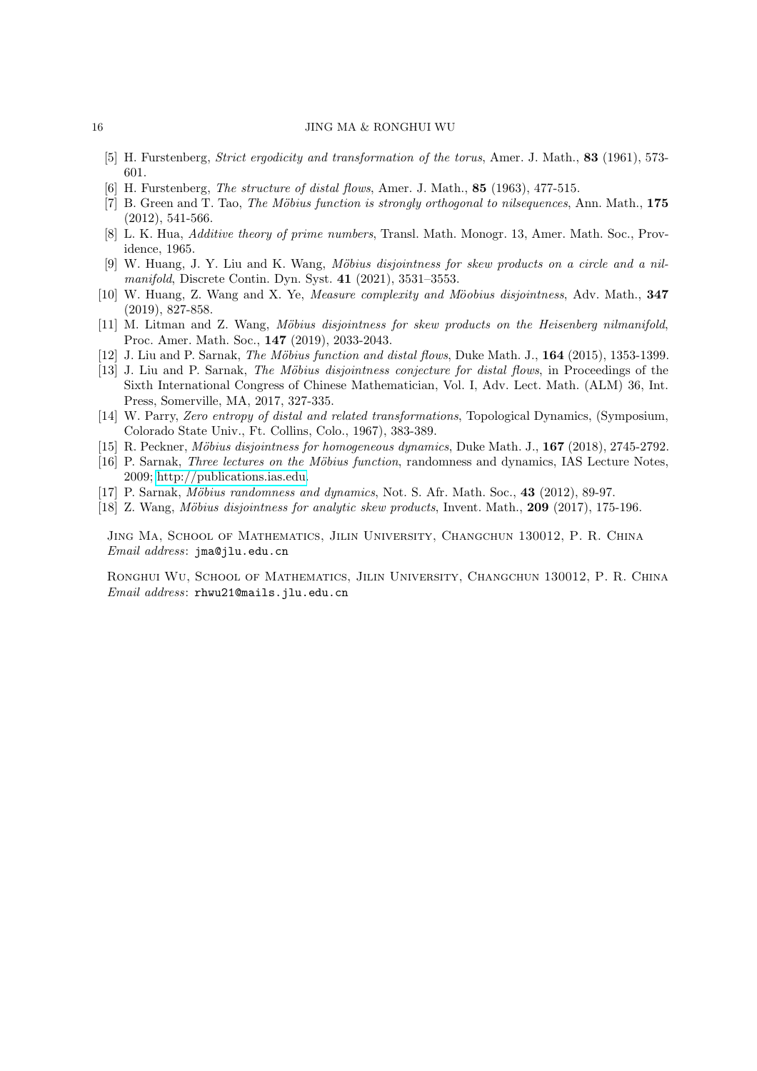[5] H. Furstenberg, *Strict ergodicity and transformation of the torus*, Amer. J. Math., **83** (1961), 573-601.

[6] H. Furstenberg, *The structure of distal flows*, Amer. J. Math., **85** (1963), 477-515.

[7] B. Green and T. Tao, *The Möbius function is strongly orthogonal to nilsequences*, Ann. Math., **175** (2012), 541-566.

[8] L. K. Hua, *Additive theory of prime numbers*, Transl. Math. Monogr. 13, Amer. Math. Soc., Providence, 1965.

[9] W. Huang, J. Y. Liu and K. Wang, *Möbius disjointness for skew products on a circle and a nilmanifold*, Discrete Contin. Dyn. Syst. **41** (2021), 3531–3553.

[10] W. Huang, Z. Wang and X. Ye, *Measure complexity and Möobius disjointness*, Adv. Math., **347** (2019), 827-858.

[11] M. Litman and Z. Wang, *Möbius disjointness for skew products on the Heisenberg nilmanifold*, Proc. Amer. Math. Soc., **147** (2019), 2033-2043.

[12] J. Liu and P. Sarnak, *The Möbius function and distal flows*, Duke Math. J., **164** (2015), 1353-1399.

[13] J. Liu and P. Sarnak, *The Möbius disjointness conjecture for distal flows*, in Proceedings of the Sixth International Congress of Chinese Mathematician, Vol. I, Adv. Lect. Math. (ALM) 36, Int. Press, Somerville, MA, 2017, 327-335.

[14] W. Parry, *Zero entropy of distal and related transformations*, Topological Dynamics, (Symposium, Colorado State Univ., Ft. Collins, Colo., 1967), 383-389.

[15] R. Peckner, *Möbius disjointness for homogeneous dynamics*, Duke Math. J., **167** (2018), 2745-2792.

[16] P. Sarnak, *Three lectures on the Möbius function*, randomness and dynamics, IAS Lecture Notes, 2009; http://publications.ias.edu.

[17] P. Sarnak, *Möbius randomness and dynamics*, Not. S. Afr. Math. Soc., **43** (2012), 89-97.

[18] Z. Wang, *Möbius disjointness for analytic skew products*, Invent. Math., **209** (2017), 175-196.

Jing Ma, School of Mathematics, Jilin University, Changchun 130012, P. R. China
*Email address*: jma@jlu.edu.cn

Ronghui Wu, School of Mathematics, Jilin University, Changchun 130012, P. R. China
*Email address*: rhwu21@mails.jlu.edu.cn